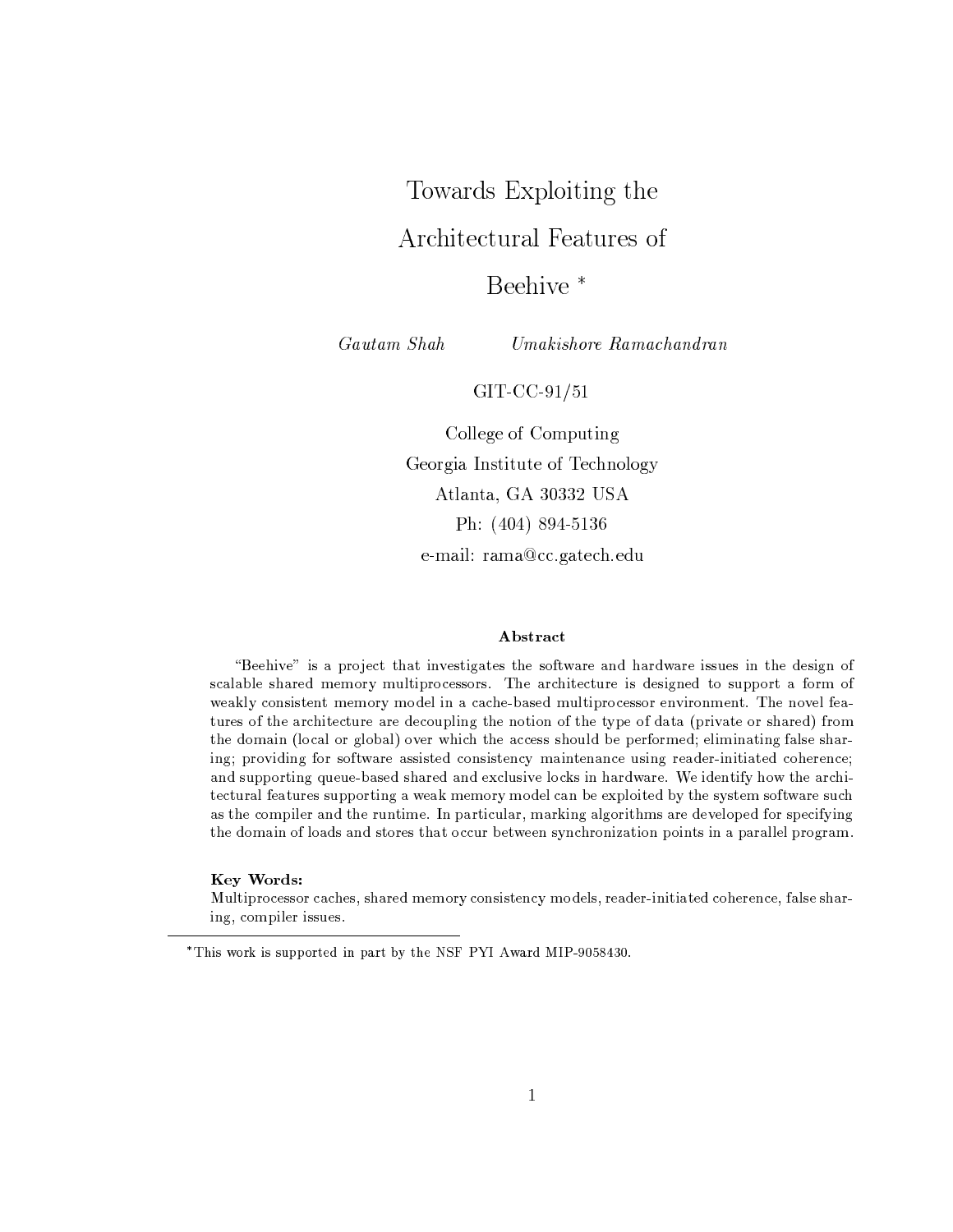# Towards Exploiting the Architectural Features of Beehive *

*Gautam Shah* *Umakishore Ramachandran*

GIT-CC-91/51

College of Computing
Georgia Institute of Technology
Atlanta, GA 30332 USA
Ph: (404) 894-5136
e-mail: rama@cc.gatech.edu

### Abstract

"Beehive" is a project that investigates the software and hardware issues in the design of scalable shared memory multiprocessors. The architecture is designed to support a form of weakly consistent memory model in a cache-based multiprocessor environment. The novel features of the architecture are decoupling the notion of the type of data (private or shared) from the domain (local or global) over which the access should be performed; eliminating false sharing; providing for software assisted consistency maintenance using reader-initiated coherence; and supporting queue-based shared and exclusive locks in hardware. We identify how the architectural features supporting a weak memory model can be exploited by the system software such as the compiler and the runtime. In particular, marking algorithms are developed for specifying the domain of loads and stores that occur between synchronization points in a parallel program.

**Key Words:**
Multiprocessor caches, shared memory consistency models, reader-initiated coherence, false sharing, compiler issues.

*This work is supported in part by the NSF PYI Award MIP-9058430.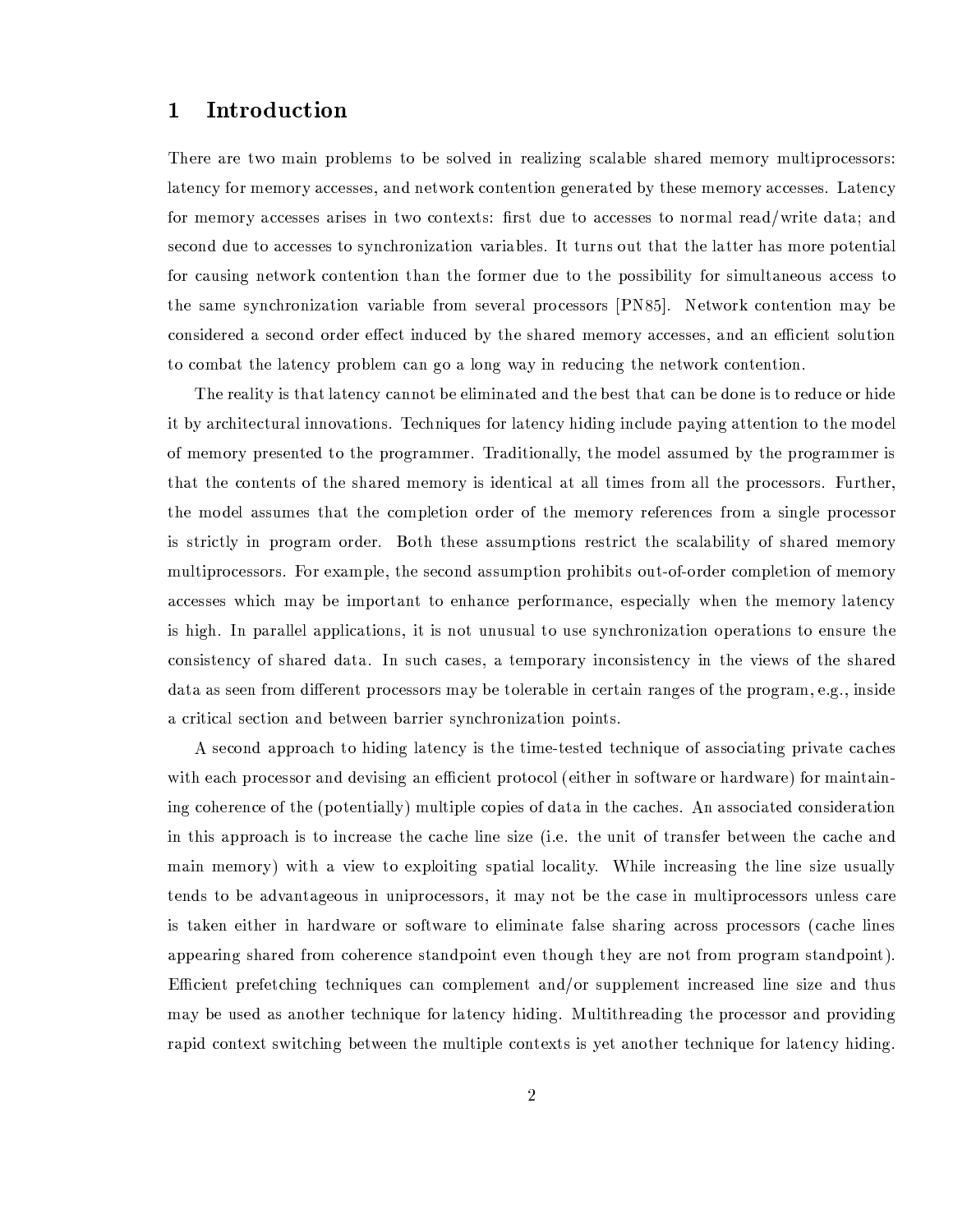# 1 Introduction

There are two main problems to be solved in realizing scalable shared memory multiprocessors: latency for memory accesses, and network contention generated by these memory accesses. Latency for memory accesses arises in two contexts: first due to accesses to normal read/write data; and second due to accesses to synchronization variables. It turns out that the latter has more potential for causing network contention than the former due to the possibility for simultaneous access to the same synchronization variable from several processors [PN85]. Network contention may be considered a second order effect induced by the shared memory accesses, and an efficient solution to combat the latency problem can go a long way in reducing the network contention.

The reality is that latency cannot be eliminated and the best that can be done is to reduce or hide it by architectural innovations. Techniques for latency hiding include paying attention to the model of memory presented to the programmer. Traditionally, the model assumed by the programmer is that the contents of the shared memory is identical at all times from all the processors. Further, the model assumes that the completion order of the memory references from a single processor is strictly in program order. Both these assumptions restrict the scalability of shared memory multiprocessors. For example, the second assumption prohibits out-of-order completion of memory accesses which may be important to enhance performance, especially when the memory latency is high. In parallel applications, it is not unusual to use synchronization operations to ensure the consistency of shared data. In such cases, a temporary inconsistency in the views of the shared data as seen from different processors may be tolerable in certain ranges of the program, e.g., inside a critical section and between barrier synchronization points.

A second approach to hiding latency is the time-tested technique of associating private caches with each processor and devising an efficient protocol (either in software or hardware) for maintaining coherence of the (potentially) multiple copies of data in the caches. An associated consideration in this approach is to increase the cache line size (i.e. the unit of transfer between the cache and main memory) with a view to exploiting spatial locality. While increasing the line size usually tends to be advantageous in uniprocessors, it may not be the case in multiprocessors unless care is taken either in hardware or software to eliminate false sharing across processors (cache lines appearing shared from coherence standpoint even though they are not from program standpoint). Efficient prefetching techniques can complement and/or supplement increased line size and thus may be used as another technique for latency hiding. Multithreading the processor and providing rapid context switching between the multiple contexts is yet another technique for latency hiding.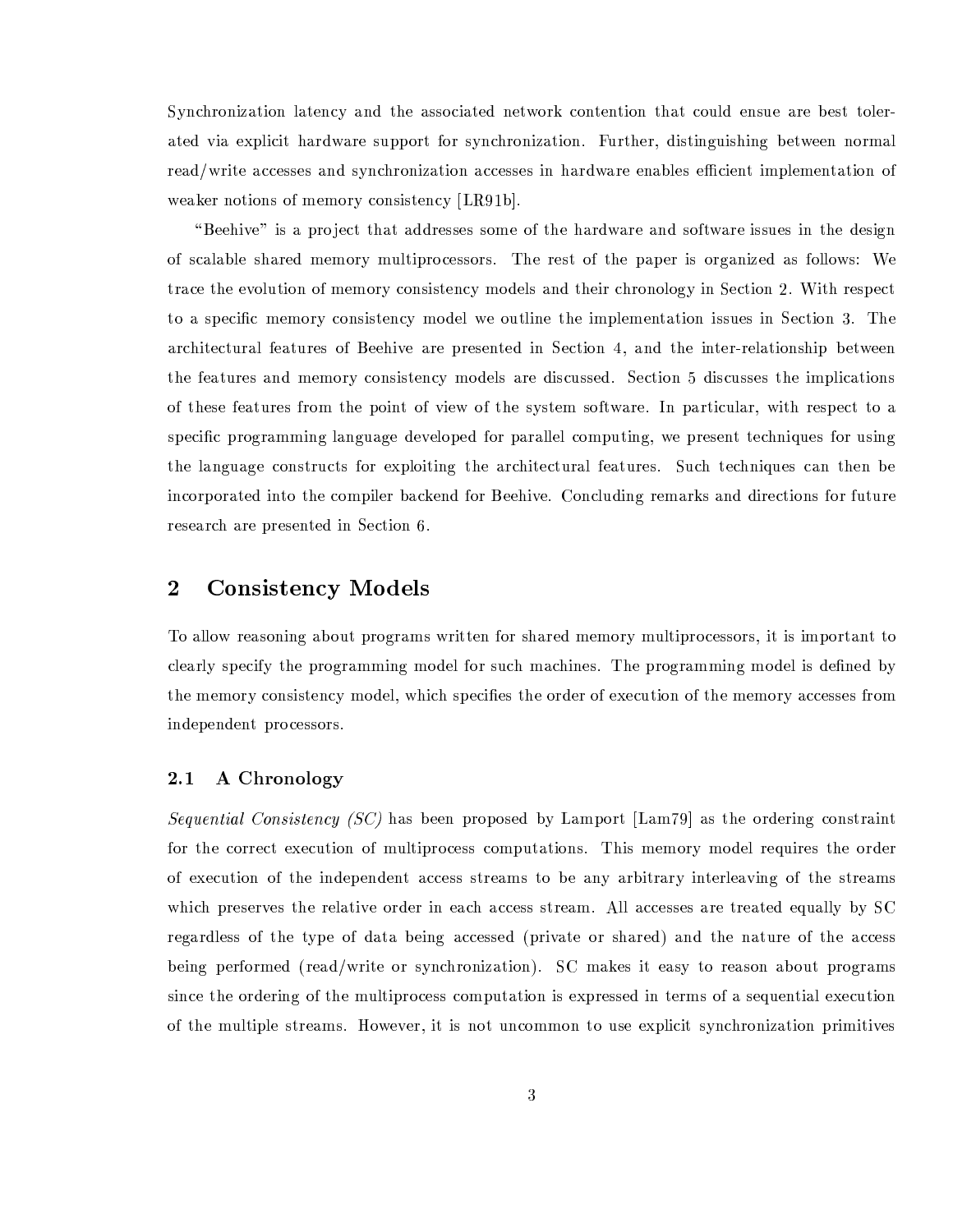Synchronization latency and the associated network contention that could ensue are best tolerated via explicit hardware support for synchronization. Further, distinguishing between normal read/write accesses and synchronization accesses in hardware enables efficient implementation of weaker notions of memory consistency [LR91b].

"Beehive" is a project that addresses some of the hardware and software issues in the design of scalable shared memory multiprocessors. The rest of the paper is organized as follows: We trace the evolution of memory consistency models and their chronology in Section 2. With respect to a specific memory consistency model we outline the implementation issues in Section 3. The architectural features of Beehive are presented in Section 4, and the inter-relationship between the features and memory consistency models are discussed. Section 5 discusses the implications of these features from the point of view of the system software. In particular, with respect to a specific programming language developed for parallel computing, we present techniques for using the language constructs for exploiting the architectural features. Such techniques can then be incorporated into the compiler backend for Beehive. Concluding remarks and directions for future research are presented in Section 6.

## 2 Consistency Models

To allow reasoning about programs written for shared memory multiprocessors, it is important to clearly specify the programming model for such machines. The programming model is defined by the memory consistency model, which specifies the order of execution of the memory accesses from independent processors.

### 2.1 A Chronology

*Sequential Consistency (SC)* has been proposed by Lamport [Lam79] as the ordering constraint for the correct execution of multiprocess computations. This memory model requires the order of execution of the independent access streams to be any arbitrary interleaving of the streams which preserves the relative order in each access stream. All accesses are treated equally by SC regardless of the type of data being accessed (private or shared) and the nature of the access being performed (read/write or synchronization). SC makes it easy to reason about programs since the ordering of the multiprocess computation is expressed in terms of a sequential execution of the multiple streams. However, it is not uncommon to use explicit synchronization primitives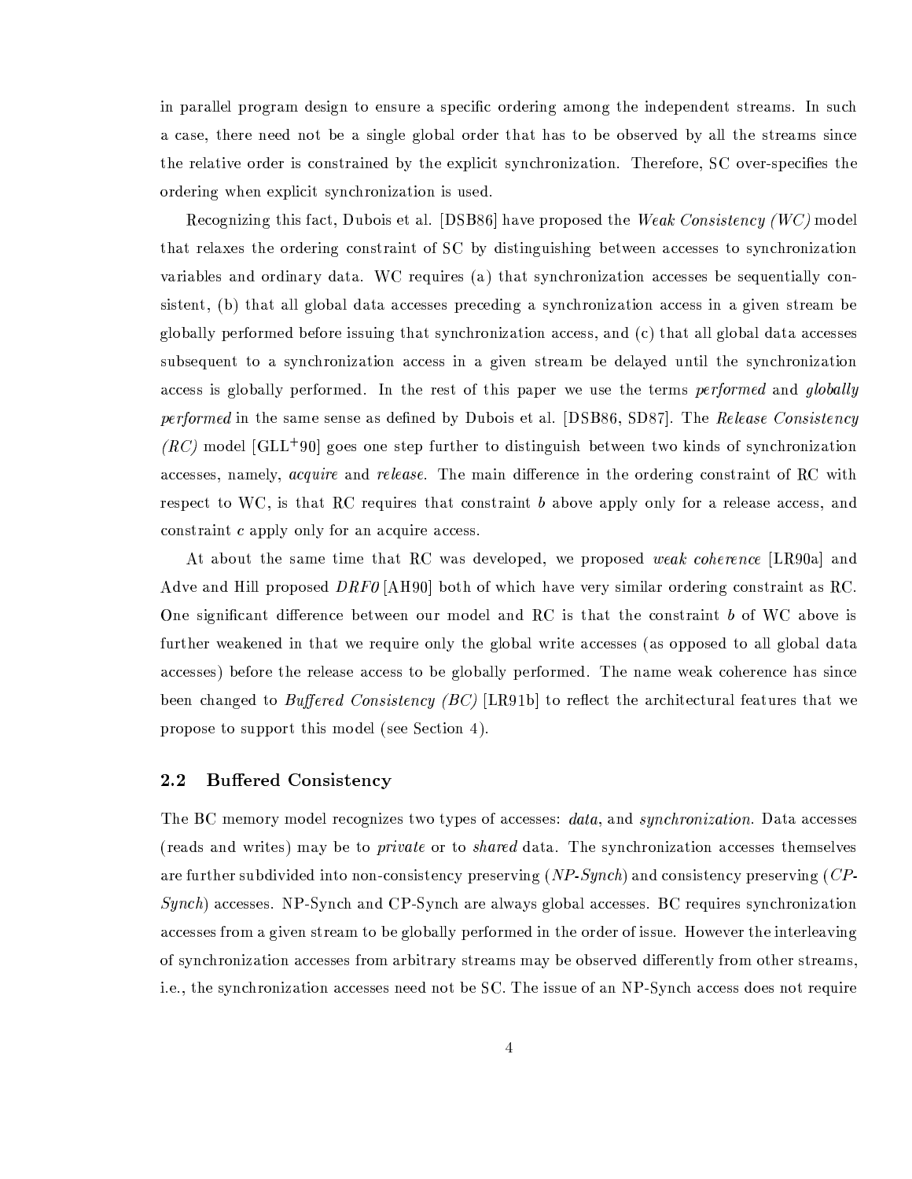in parallel program design to ensure a specific ordering among the independent streams. In such a case, there need not be a single global order that has to be observed by all the streams since the relative order is constrained by the explicit synchronization. Therefore, SC over-specifies the ordering when explicit synchronization is used.

Recognizing this fact, Dubois et al. [DSB86] have proposed the *Weak Consistency (WC)* model that relaxes the ordering constraint of SC by distinguishing between accesses to synchronization variables and ordinary data. WC requires (a) that synchronization accesses be sequentially consistent, (b) that all global data accesses preceding a synchronization access in a given stream be globally performed before issuing that synchronization access, and (c) that all global data accesses subsequent to a synchronization access in a given stream be delayed until the synchronization access is globally performed. In the rest of this paper we use the terms *performed* and *globally performed* in the same sense as defined by Dubois et al. [DSB86, SD87]. The *Release Consistency (RC)* model [GLL+90] goes one step further to distinguish between two kinds of synchronization accesses, namely, *acquire* and *release*. The main difference in the ordering constraint of RC with respect to WC, is that RC requires that constraint *b* above apply only for a release access, and constraint *c* apply only for an acquire access.

At about the same time that RC was developed, we proposed *weak coherence* [LR90a] and Adve and Hill proposed *DRF0* [AH90] both of which have very similar ordering constraint as RC. One significant difference between our model and RC is that the constraint *b* of WC above is further weakened in that we require only the global write accesses (as opposed to all global data accesses) before the release access to be globally performed. The name weak coherence has since been changed to *Buffered Consistency (BC)* [LR91b] to reflect the architectural features that we propose to support this model (see Section 4).

## 2.2 Buffered Consistency

The BC memory model recognizes two types of accesses: *data*, and *synchronization*. Data accesses (reads and writes) may be to *private* or to *shared* data. The synchronization accesses themselves are further subdivided into non-consistency preserving (*NP-Synch*) and consistency preserving (*CP-Synch*) accesses. NP-Synch and CP-Synch are always global accesses. BC requires synchronization accesses from a given stream to be globally performed in the order of issue. However the interleaving of synchronization accesses from arbitrary streams may be observed differently from other streams, i.e., the synchronization accesses need not be SC. The issue of an NP-Synch access does not require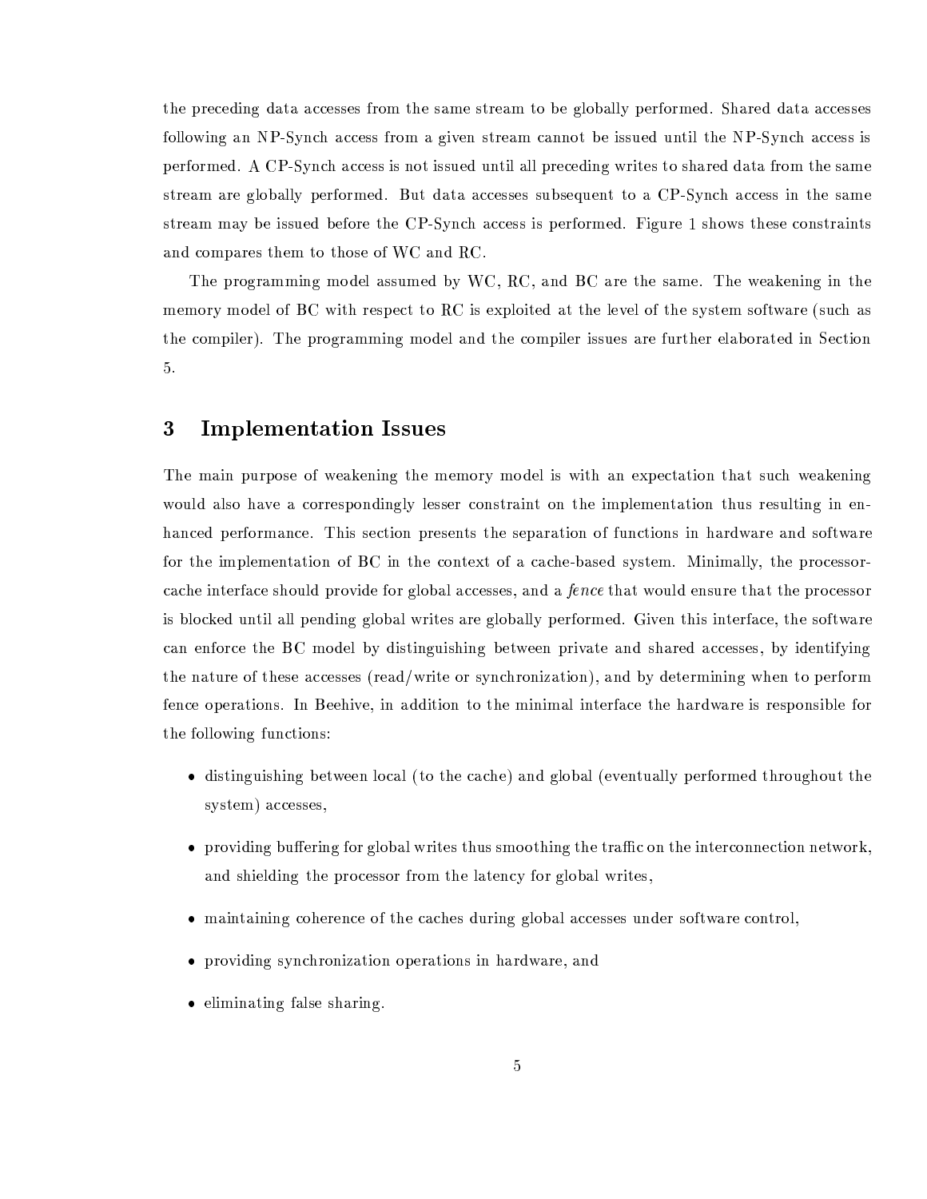the preceding data accesses from the same stream to be globally performed. Shared data accesses following an NP-Synch access from a given stream cannot be issued until the NP-Synch access is performed. A CP-Synch access is not issued until all preceding writes to shared data from the same stream are globally performed. But data accesses subsequent to a CP-Synch access in the same stream may be issued before the CP-Synch access is performed. Figure 1 shows these constraints and compares them to those of WC and RC.

The programming model assumed by WC, RC, and BC are the same. The weakening in the memory model of BC with respect to RC is exploited at the level of the system software (such as the compiler). The programming model and the compiler issues are further elaborated in Section 5.

## 3 Implementation Issues

The main purpose of weakening the memory model is with an expectation that such weakening would also have a correspondingly lesser constraint on the implementation thus resulting in enhanced performance. This section presents the separation of functions in hardware and software for the implementation of BC in the context of a cache-based system. Minimally, the processor-cache interface should provide for global accesses, and a *fence* that would ensure that the processor is blocked until all pending global writes are globally performed. Given this interface, the software can enforce the BC model by distinguishing between private and shared accesses, by identifying the nature of these accesses (read/write or synchronization), and by determining when to perform fence operations. In Beehive, in addition to the minimal interface the hardware is responsible for the following functions:

- distinguishing between local (to the cache) and global (eventually performed throughout the system) accesses,
- providing buffering for global writes thus smoothing the traffic on the interconnection network, and shielding the processor from the latency for global writes,
- maintaining coherence of the caches during global accesses under software control,
- providing synchronization operations in hardware, and
- eliminating false sharing.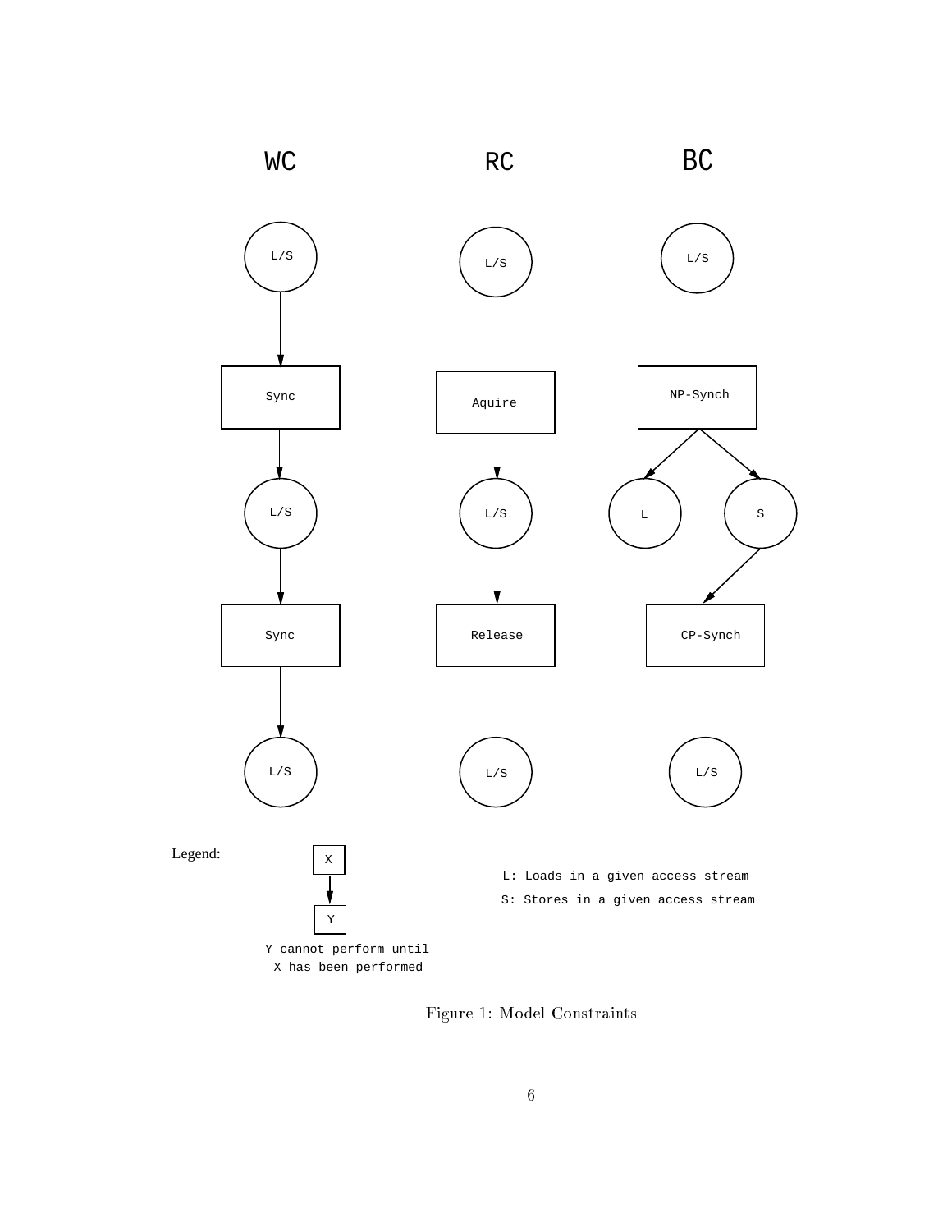WC

L/S

Sync

L/S

Sync

L/S

RC

L/S

Aquire

L/S

Release

L/S

BC

L/S

NP-Synch

L

S

CP-Synch

L/S

Legend:

X

Y

Y cannot perform until X has been performed

L: Loads in a given access stream

S: Stores in a given access stream

Figure 1: Model Constraints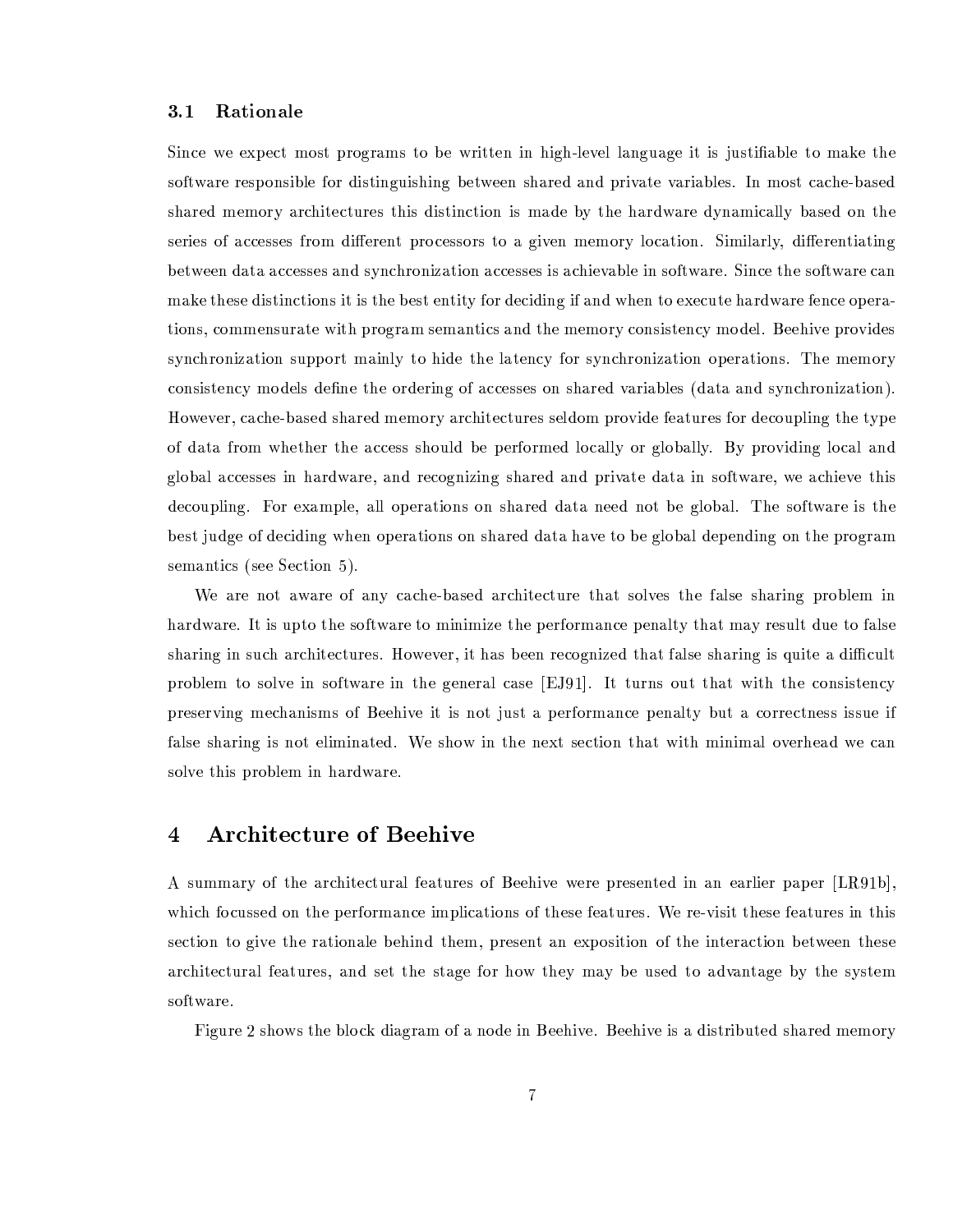### 3.1 Rationale

Since we expect most programs to be written in high-level language it is justifiable to make the software responsible for distinguishing between shared and private variables. In most cache-based shared memory architectures this distinction is made by the hardware dynamically based on the series of accesses from different processors to a given memory location. Similarly, differentiating between data accesses and synchronization accesses is achievable in software. Since the software can make these distinctions it is the best entity for deciding if and when to execute hardware fence operations, commensurate with program semantics and the memory consistency model. Beehive provides synchronization support mainly to hide the latency for synchronization operations. The memory consistency models define the ordering of accesses on shared variables (data and synchronization). However, cache-based shared memory architectures seldom provide features for decoupling the type of data from whether the access should be performed locally or globally. By providing local and global accesses in hardware, and recognizing shared and private data in software, we achieve this decoupling. For example, all operations on shared data need not be global. The software is the best judge of deciding when operations on shared data have to be global depending on the program semantics (see Section 5).

We are not aware of any cache-based architecture that solves the false sharing problem in hardware. It is upto the software to minimize the performance penalty that may result due to false sharing in such architectures. However, it has been recognized that false sharing is quite a difficult problem to solve in software in the general case [EJ91]. It turns out that with the consistency preserving mechanisms of Beehive it is not just a performance penalty but a correctness issue if false sharing is not eliminated. We show in the next section that with minimal overhead we can solve this problem in hardware.

## 4 Architecture of Beehive

A summary of the architectural features of Beehive were presented in an earlier paper [LR91b], which focussed on the performance implications of these features. We re-visit these features in this section to give the rationale behind them, present an exposition of the interaction between these architectural features, and set the stage for how they may be used to advantage by the system software.

Figure 2 shows the block diagram of a node in Beehive. Beehive is a distributed shared memory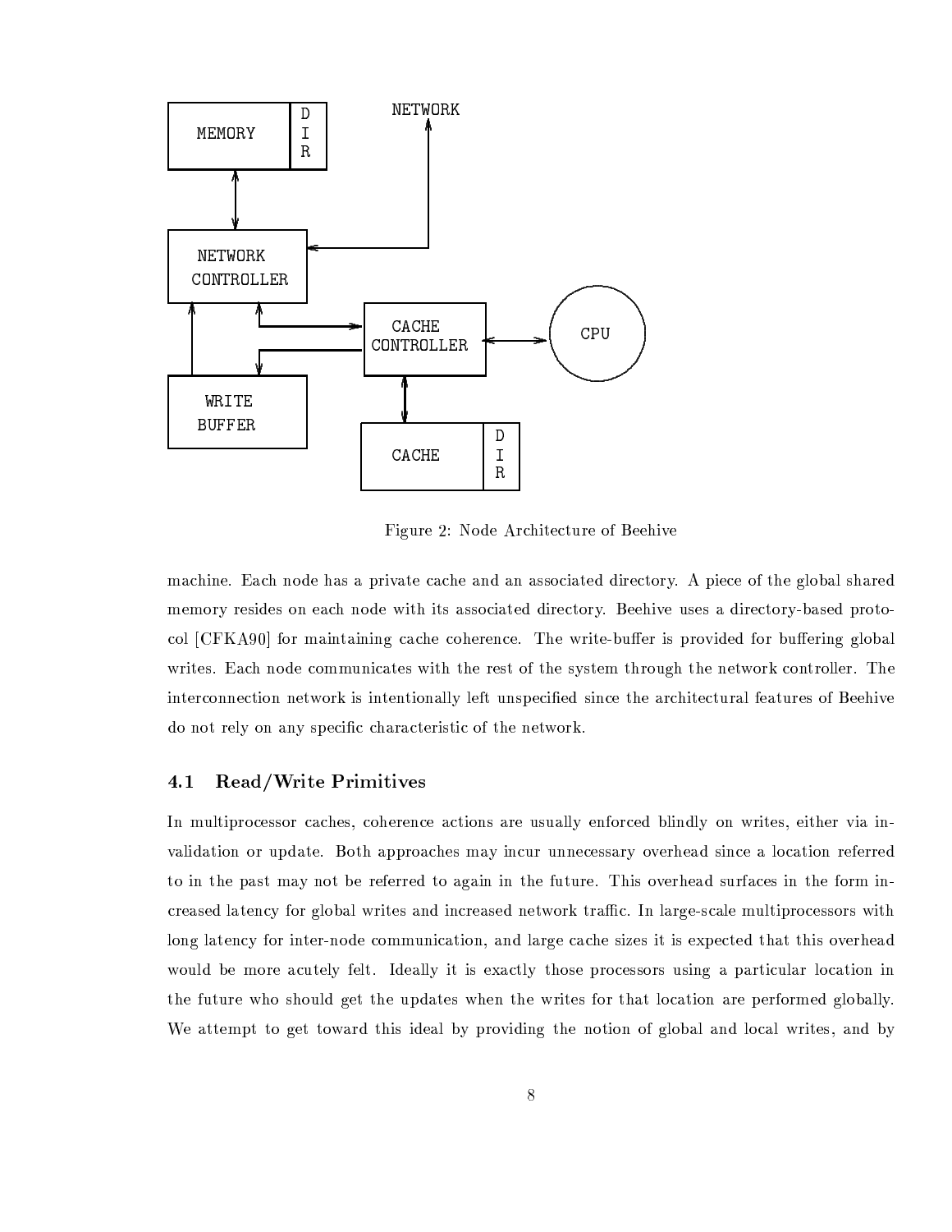Figure 2: Node Architecture of Beehive

machine. Each node has a private cache and an associated directory. A piece of the global shared memory resides on each node with its associated directory. Beehive uses a directory-based protocol [CFKA90] for maintaining cache coherence. The write-buffer is provided for buffering global writes. Each node communicates with the rest of the system through the network controller. The interconnection network is intentionally left unspecified since the architectural features of Beehive do not rely on any specific characteristic of the network.

## 4.1 Read/Write Primitives

In multiprocessor caches, coherence actions are usually enforced blindly on writes, either via invalidation or update. Both approaches may incur unnecessary overhead since a location referred to in the past may not be referred to again in the future. This overhead surfaces in the form increased latency for global writes and increased network traffic. In large-scale multiprocessors with long latency for inter-node communication, and large cache sizes it is expected that this overhead would be more acutely felt. Ideally it is exactly those processors using a particular location in the future who should get the updates when the writes for that location are performed globally. We attempt to get toward this ideal by providing the notion of global and local writes, and by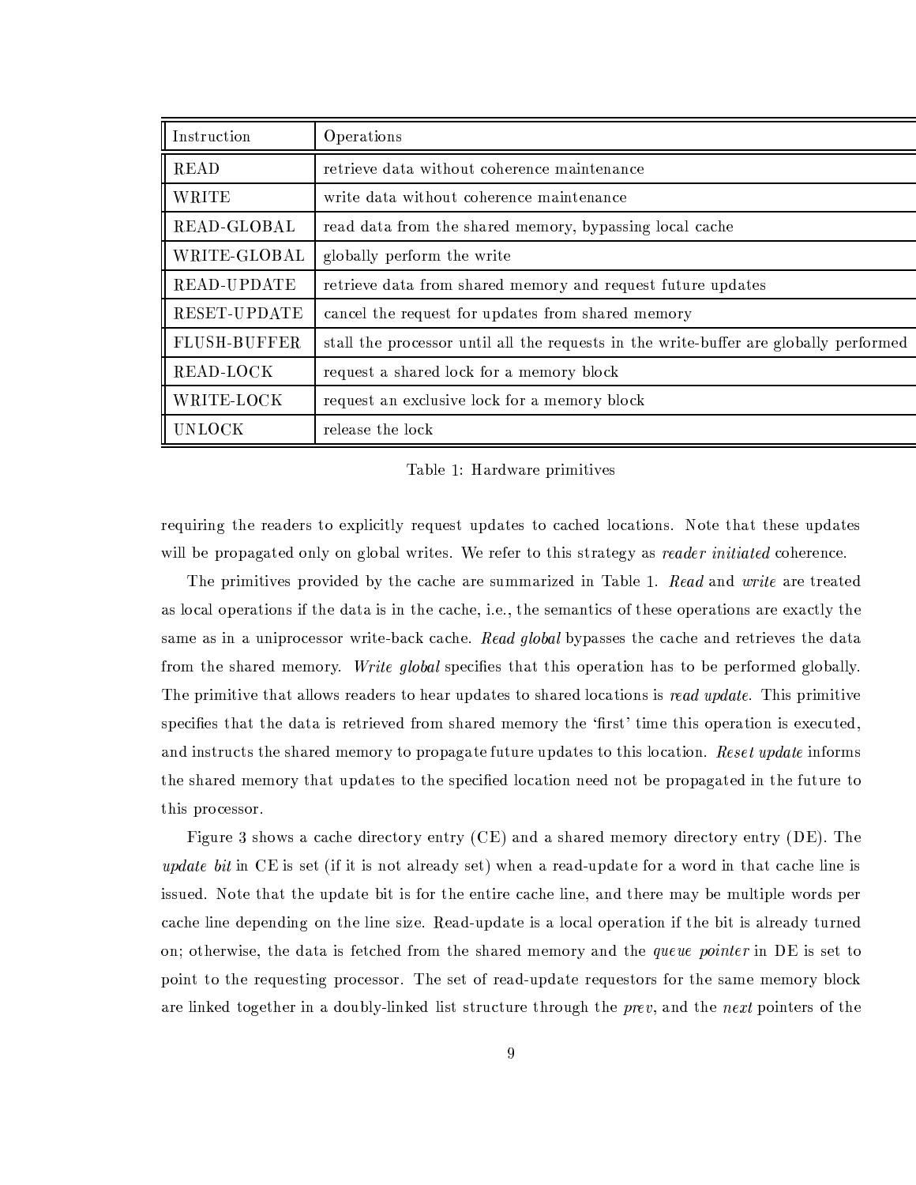| Instruction | Operations |
|---|---|
| READ | retrieve data without coherence maintenance |
| WRITE | write data without coherence maintenance |
| READ-GLOBAL | read data from the shared memory, bypassing local cache |
| WRITE-GLOBAL | globally perform the write |
| READ-UPDATE | retrieve data from shared memory and request future updates |
| RESET-UPDATE | cancel the request for updates from shared memory |
| FLUSH-BUFFER | stall the processor until all the requests in the write-buffer are globally performed |
| READ-LOCK | request a shared lock for a memory block |
| WRITE-LOCK | request an exclusive lock for a memory block |
| UNLOCK | release the lock |

Table 1: Hardware primitives

requiring the readers to explicitly request updates to cached locations. Note that these updates will be propagated only on global writes. We refer to this strategy as *reader initiated* coherence.

The primitives provided by the cache are summarized in Table 1. *Read* and *write* are treated as local operations if the data is in the cache, i.e., the semantics of these operations are exactly the same as in a uniprocessor write-back cache. *Read global* bypasses the cache and retrieves the data from the shared memory. *Write global* specifies that this operation has to be performed globally. The primitive that allows readers to hear updates to shared locations is *read update*. This primitive specifies that the data is retrieved from shared memory the 'first' time this operation is executed, and instructs the shared memory to propagate future updates to this location. *Reset update* informs the shared memory that updates to the specified location need not be propagated in the future to this processor.

Figure 3 shows a cache directory entry (CE) and a shared memory directory entry (DE). The *update bit* in CE is set (if it is not already set) when a read-update for a word in that cache line is issued. Note that the update bit is for the entire cache line, and there may be multiple words per cache line depending on the line size. Read-update is a local operation if the bit is already turned on; otherwise, the data is fetched from the shared memory and the *queue pointer* in DE is set to point to the requesting processor. The set of read-update requestors for the same memory block are linked together in a doubly-linked list structure through the *prev*, and the *next* pointers of the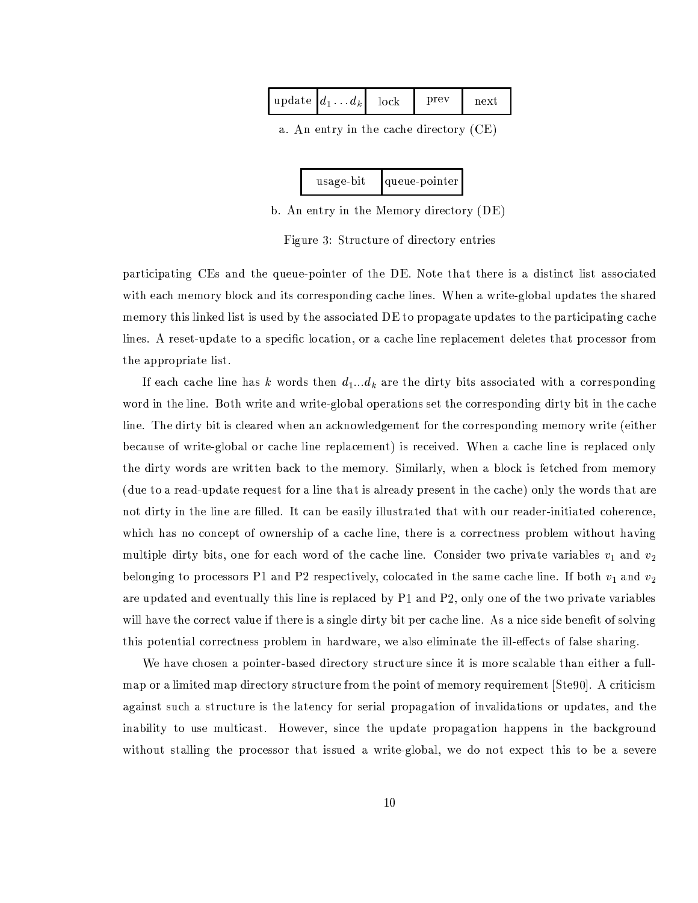| update | $d_1 \ldots d_k$ | lock | prev | next |
|---|---|---|---|---|

a. An entry in the cache directory (CE)

| usage-bit | queue-pointer |
|---|---|

b. An entry in the Memory directory (DE)

Figure 3: Structure of directory entries

participating CEs and the queue-pointer of the DE. Note that there is a distinct list associated with each memory block and its corresponding cache lines. When a write-global updates the shared memory this linked list is used by the associated DE to propagate updates to the participating cache lines. A reset-update to a specific location, or a cache line replacement deletes that processor from the appropriate list.

If each cache line has $k$ words then $d_1 ... d_k$ are the dirty bits associated with a corresponding word in the line. Both write and write-global operations set the corresponding dirty bit in the cache line. The dirty bit is cleared when an acknowledgement for the corresponding memory write (either because of write-global or cache line replacement) is received. When a cache line is replaced only the dirty words are written back to the memory. Similarly, when a block is fetched from memory (due to a read-update request for a line that is already present in the cache) only the words that are not dirty in the line are filled. It can be easily illustrated that with our reader-initiated coherence, which has no concept of ownership of a cache line, there is a correctness problem without having multiple dirty bits, one for each word of the cache line. Consider two private variables $v_1$ and $v_2$ belonging to processors P1 and P2 respectively, colocated in the same cache line. If both $v_1$ and $v_2$ are updated and eventually this line is replaced by P1 and P2, only one of the two private variables will have the correct value if there is a single dirty bit per cache line. As a nice side benefit of solving this potential correctness problem in hardware, we also eliminate the ill-effects of false sharing.

We have chosen a pointer-based directory structure since it is more scalable than either a full-map or a limited map directory structure from the point of memory requirement [Ste90]. A criticism against such a structure is the latency for serial propagation of invalidations or updates, and the inability to use multicast. However, since the update propagation happens in the background without stalling the processor that issued a write-global, we do not expect this to be a severe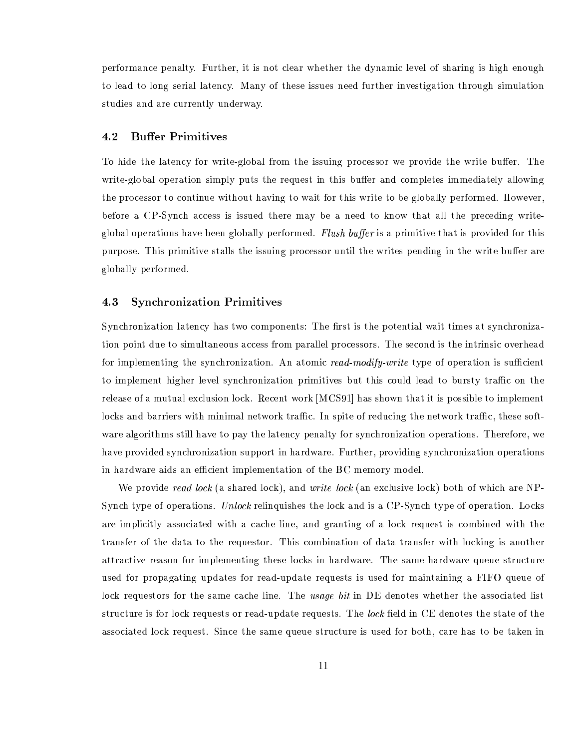performance penalty. Further, it is not clear whether the dynamic level of sharing is high enough to lead to long serial latency. Many of these issues need further investigation through simulation studies and are currently underway.

### 4.2 Buffer Primitives

To hide the latency for write-global from the issuing processor we provide the write buffer. The write-global operation simply puts the request in this buffer and completes immediately allowing the processor to continue without having to wait for this write to be globally performed. However, before a CP-Synch access is issued there may be a need to know that all the preceding write-global operations have been globally performed. *Flush buffer* is a primitive that is provided for this purpose. This primitive stalls the issuing processor until the writes pending in the write buffer are globally performed.

### 4.3 Synchronization Primitives

Synchronization latency has two components: The first is the potential wait times at synchronization point due to simultaneous access from parallel processors. The second is the intrinsic overhead for implementing the synchronization. An atomic *read-modify-write* type of operation is sufficient to implement higher level synchronization primitives but this could lead to bursty traffic on the release of a mutual exclusion lock. Recent work [MCS91] has shown that it is possible to implement locks and barriers with minimal network traffic. In spite of reducing the network traffic, these software algorithms still have to pay the latency penalty for synchronization operations. Therefore, we have provided synchronization support in hardware. Further, providing synchronization operations in hardware aids an efficient implementation of the BC memory model.

We provide *read lock* (a shared lock), and *write lock* (an exclusive lock) both of which are NP-Synch type of operations. *Unlock* relinquishes the lock and is a CP-Synch type of operation. Locks are implicitly associated with a cache line, and granting of a lock request is combined with the transfer of the data to the requestor. This combination of data transfer with locking is another attractive reason for implementing these locks in hardware. The same hardware queue structure used for propagating updates for read-update requests is used for maintaining a FIFO queue of lock requestors for the same cache line. The *usage bit* in DE denotes whether the associated list structure is for lock requests or read-update requests. The *lock* field in CE denotes the state of the associated lock request. Since the same queue structure is used for both, care has to be taken in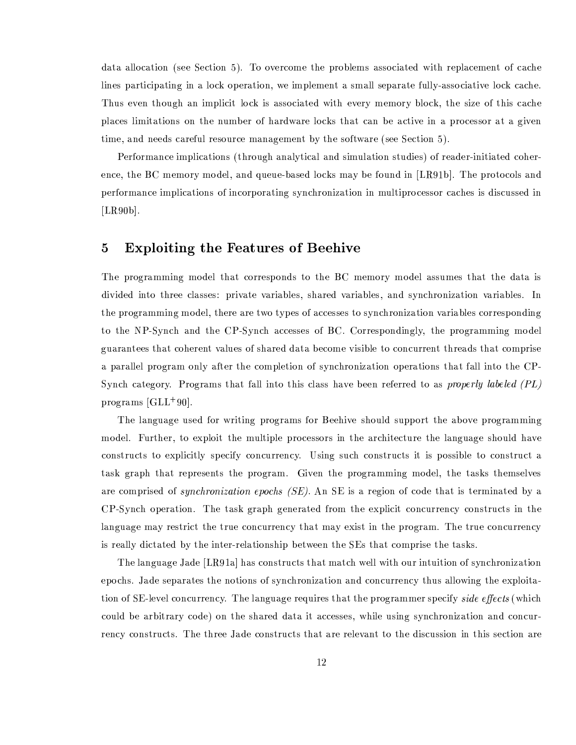data allocation (see Section 5). To overcome the problems associated with replacement of cache lines participating in a lock operation, we implement a small separate fully-associative lock cache. Thus even though an implicit lock is associated with every memory block, the size of this cache places limitations on the number of hardware locks that can be active in a processor at a given time, and needs careful resource management by the software (see Section 5).

Performance implications (through analytical and simulation studies) of reader-initiated coherence, the BC memory model, and queue-based locks may be found in [LR91b]. The protocols and performance implications of incorporating synchronization in multiprocessor caches is discussed in [LR90b].

## 5 Exploiting the Features of Beehive

The programming model that corresponds to the BC memory model assumes that the data is divided into three classes: private variables, shared variables, and synchronization variables. In the programming model, there are two types of accesses to synchronization variables corresponding to the NP-Synch and the CP-Synch accesses of BC. Correspondingly, the programming model guarantees that coherent values of shared data become visible to concurrent threads that comprise a parallel program only after the completion of synchronization operations that fall into the CP-Synch category. Programs that fall into this class have been referred to as *properly labeled (PL)* programs [GLL+90].

The language used for writing programs for Beehive should support the above programming model. Further, to exploit the multiple processors in the architecture the language should have constructs to explicitly specify concurrency. Using such constructs it is possible to construct a task graph that represents the program. Given the programming model, the tasks themselves are comprised of *synchronization epochs (SE)*. An SE is a region of code that is terminated by a CP-Synch operation. The task graph generated from the explicit concurrency constructs in the language may restrict the true concurrency that may exist in the program. The true concurrency is really dictated by the inter-relationship between the SEs that comprise the tasks.

The language Jade [LR91a] has constructs that match well with our intuition of synchronization epochs. Jade separates the notions of synchronization and concurrency thus allowing the exploitation of SE-level concurrency. The language requires that the programmer specify *side effects* (which could be arbitrary code) on the shared data it accesses, while using synchronization and concurrency constructs. The three Jade constructs that are relevant to the discussion in this section are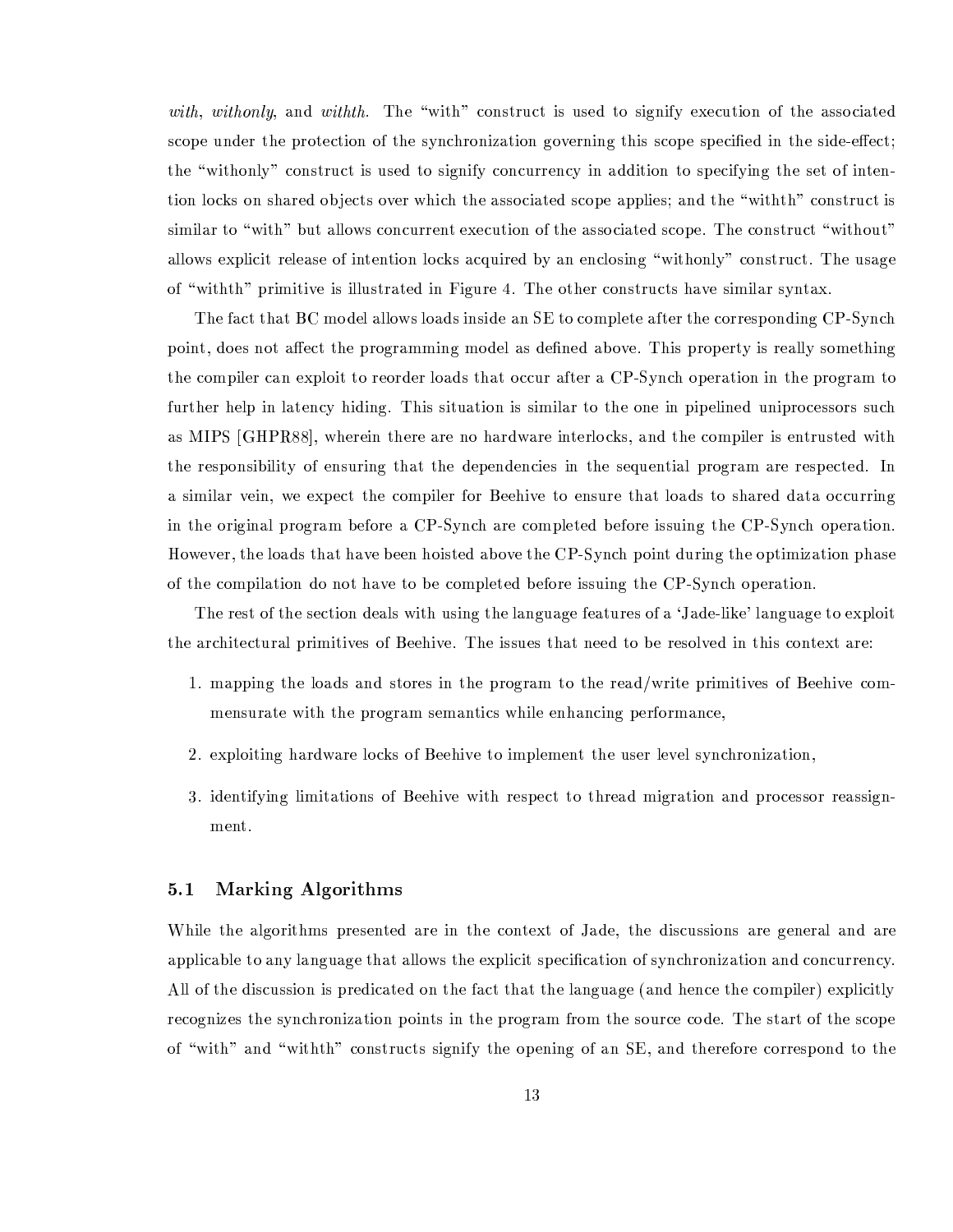*with*, *withonly*, and *withth*. The "with" construct is used to signify execution of the associated scope under the protection of the synchronization governing this scope specified in the side-effect; the "withonly" construct is used to signify concurrency in addition to specifying the set of intention locks on shared objects over which the associated scope applies; and the "withth" construct is similar to "with" but allows concurrent execution of the associated scope. The construct "without" allows explicit release of intention locks acquired by an enclosing "withonly" construct. The usage of "withth" primitive is illustrated in Figure 4. The other constructs have similar syntax.

The fact that BC model allows loads inside an SE to complete after the corresponding CP-Synch point, does not affect the programming model as defined above. This property is really something the compiler can exploit to reorder loads that occur after a CP-Synch operation in the program to further help in latency hiding. This situation is similar to the one in pipelined uniprocessors such as MIPS [GHPR88], wherein there are no hardware interlocks, and the compiler is entrusted with the responsibility of ensuring that the dependencies in the sequential program are respected. In a similar vein, we expect the compiler for Beehive to ensure that loads to shared data occurring in the original program before a CP-Synch are completed before issuing the CP-Synch operation. However, the loads that have been hoisted above the CP-Synch point during the optimization phase of the compilation do not have to be completed before issuing the CP-Synch operation.

The rest of the section deals with using the language features of a 'Jade-like' language to exploit the architectural primitives of Beehive. The issues that need to be resolved in this context are:

1. mapping the loads and stores in the program to the read/write primitives of Beehive commensurate with the program semantics while enhancing performance,
2. exploiting hardware locks of Beehive to implement the user level synchronization,
3. identifying limitations of Beehive with respect to thread migration and processor reassignment.

## 5.1 Marking Algorithms

While the algorithms presented are in the context of Jade, the discussions are general and are applicable to any language that allows the explicit specification of synchronization and concurrency. All of the discussion is predicated on the fact that the language (and hence the compiler) explicitly recognizes the synchronization points in the program from the source code. The start of the scope of "with" and "withth" constructs signify the opening of an SE, and therefore correspond to the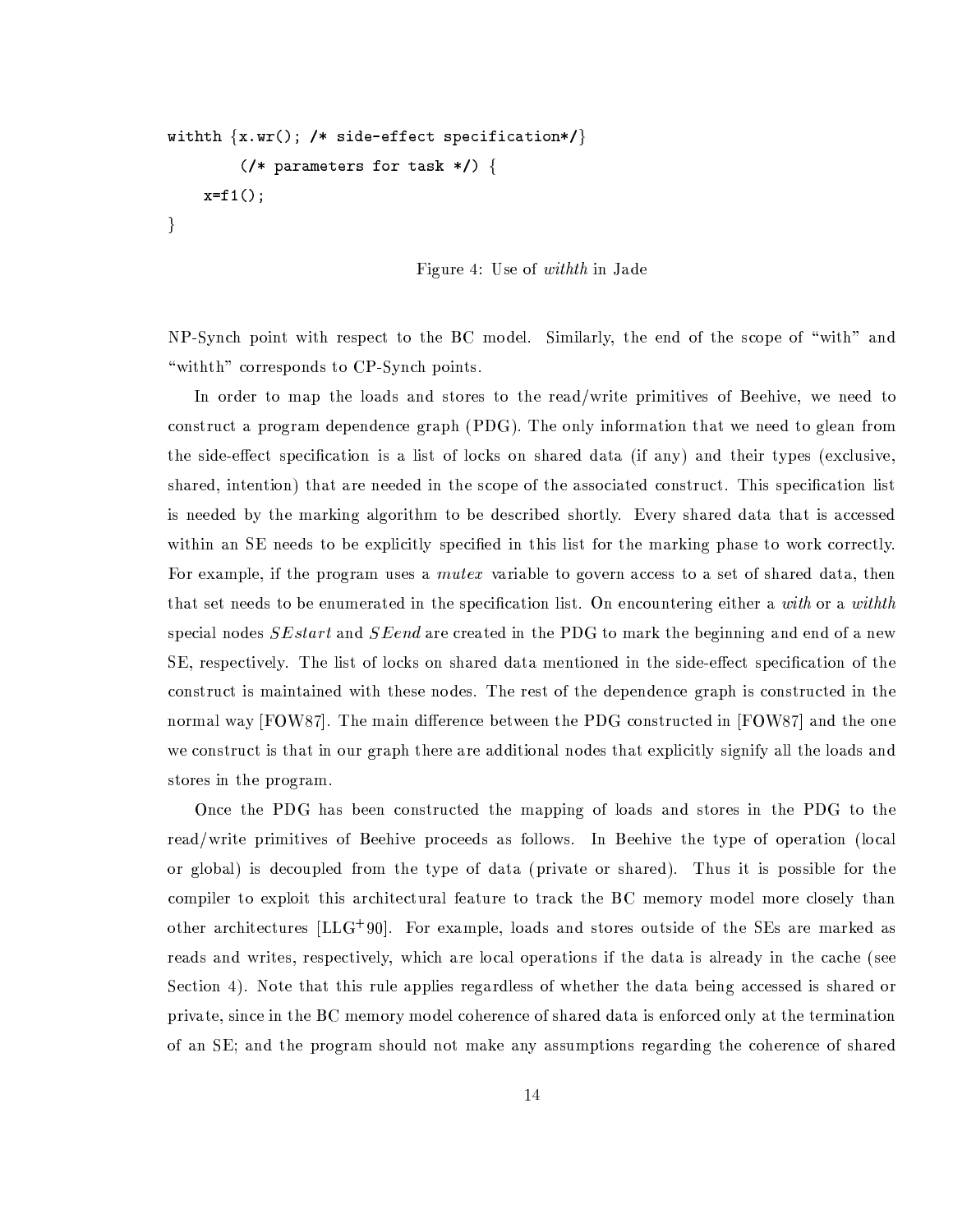```
withth {x.wr(); /* side-effect specification*/}
        (/* parameters for task */) {
    x=f1();
}
```

Figure 4: Use of *withth* in Jade

NP-Synch point with respect to the BC model. Similarly, the end of the scope of "with" and "withth" corresponds to CP-Synch points.

In order to map the loads and stores to the read/write primitives of Beehive, we need to construct a program dependence graph (PDG). The only information that we need to glean from the side-effect specification is a list of locks on shared data (if any) and their types (exclusive, shared, intention) that are needed in the scope of the associated construct. This specification list is needed by the marking algorithm to be described shortly. Every shared data that is accessed within an SE needs to be explicitly specified in this list for the marking phase to work correctly. For example, if the program uses a *mutex* variable to govern access to a set of shared data, then that set needs to be enumerated in the specification list. On encountering either a *with* or a *withth* special nodes *SEstart* and *SEend* are created in the PDG to mark the beginning and end of a new SE, respectively. The list of locks on shared data mentioned in the side-effect specification of the construct is maintained with these nodes. The rest of the dependence graph is constructed in the normal way [FOW87]. The main difference between the PDG constructed in [FOW87] and the one we construct is that in our graph there are additional nodes that explicitly signify all the loads and stores in the program.

Once the PDG has been constructed the mapping of loads and stores in the PDG to the read/write primitives of Beehive proceeds as follows. In Beehive the type of operation (local or global) is decoupled from the type of data (private or shared). Thus it is possible for the compiler to exploit this architectural feature to track the BC memory model more closely than other architectures [LLG+90]. For example, loads and stores outside of the SEs are marked as reads and writes, respectively, which are local operations if the data is already in the cache (see Section 4). Note that this rule applies regardless of whether the data being accessed is shared or private, since in the BC memory model coherence of shared data is enforced only at the termination of an SE; and the program should not make any assumptions regarding the coherence of shared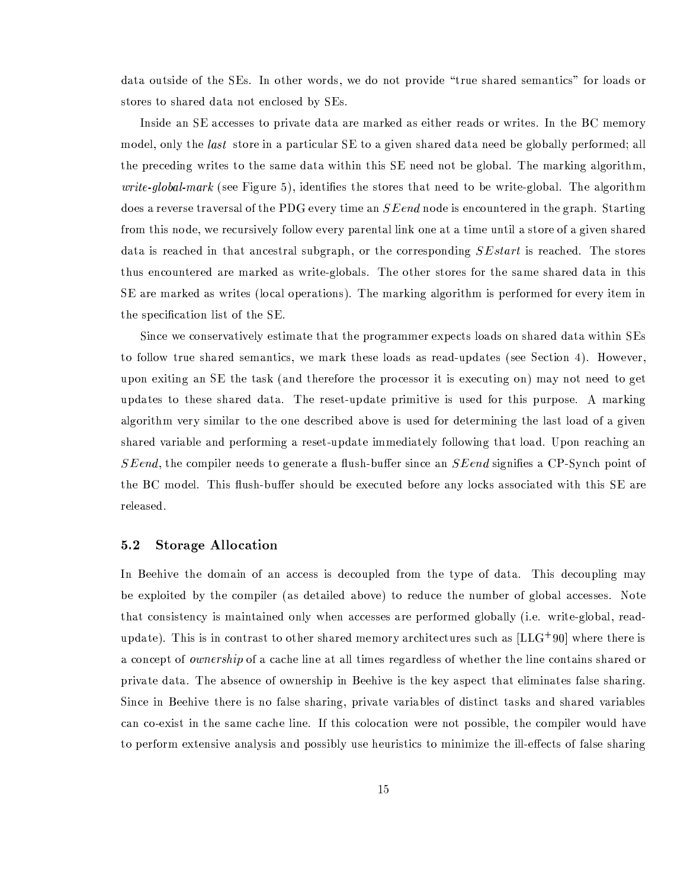data outside of the SEs. In other words, we do not provide "true shared semantics" for loads or stores to shared data not enclosed by SEs.

Inside an SE accesses to private data are marked as either reads or writes. In the BC memory model, only the *last* store in a particular SE to a given shared data need be globally performed; all the preceding writes to the same data within this SE need not be global. The marking algorithm, *write-global-mark* (see Figure 5), identifies the stores that need to be write-global. The algorithm does a reverse traversal of the PDG every time an $SEend$ node is encountered in the graph. Starting from this node, we recursively follow every parental link one at a time until a store of a given shared data is reached in that ancestral subgraph, or the corresponding $SEstart$ is reached. The stores thus encountered are marked as write-globals. The other stores for the same shared data in this SE are marked as writes (local operations). The marking algorithm is performed for every item in the specification list of the SE.

Since we conservatively estimate that the programmer expects loads on shared data within SEs to follow true shared semantics, we mark these loads as read-updates (see Section 4). However, upon exiting an SE the task (and therefore the processor it is executing on) may not need to get updates to these shared data. The reset-update primitive is used for this purpose. A marking algorithm very similar to the one described above is used for determining the last load of a given shared variable and performing a reset-update immediately following that load. Upon reaching an $SEend$, the compiler needs to generate a flush-buffer since an $SEend$ signifies a CP-Synch point of the BC model. This flush-buffer should be executed before any locks associated with this SE are released.

### 5.2 Storage Allocation

In Beehive the domain of an access is decoupled from the type of data. This decoupling may be exploited by the compiler (as detailed above) to reduce the number of global accesses. Note that consistency is maintained only when accesses are performed globally (i.e. write-global, read-update). This is in contrast to other shared memory architectures such as [LLG+90] where there is a concept of *ownership* of a cache line at all times regardless of whether the line contains shared or private data. The absence of ownership in Beehive is the key aspect that eliminates false sharing. Since in Beehive there is no false sharing, private variables of distinct tasks and shared variables can co-exist in the same cache line. If this colocation were not possible, the compiler would have to perform extensive analysis and possibly use heuristics to minimize the ill-effects of false sharing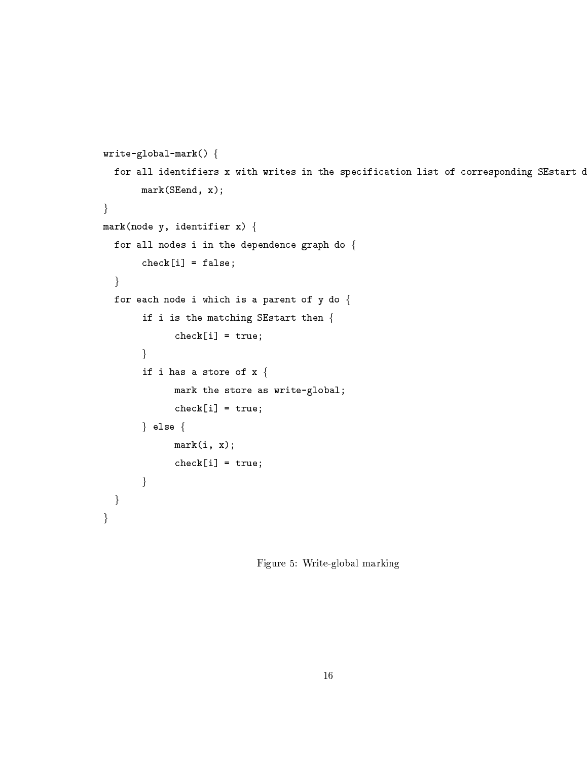```
write-global-mark() {
  for all identifiers x with writes in the specification list of corresponding SEstart d
       mark(SEend, x);
}
mark(node y, identifier x) {
  for all nodes i in the dependence graph do {
       check[i] = false;
  }
  for each node i which is a parent of y do {
       if i is the matching SEstart then {
             check[i] = true;
       }
       if i has a store of x {
             mark the store as write-global;
             check[i] = true;
       } else {
             mark(i, x);
             check[i] = true;
       }
  }
}
```

Figure 5: Write-global marking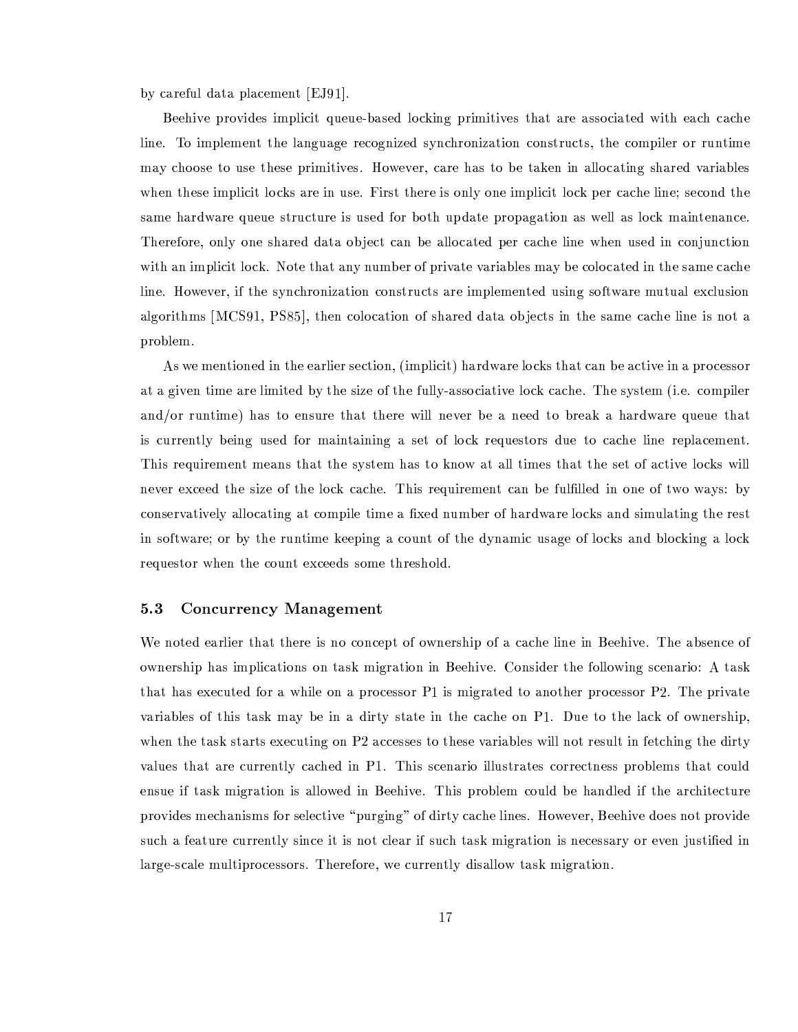by careful data placement [EJ91].

Beehive provides implicit queue-based locking primitives that are associated with each cache line. To implement the language recognized synchronization constructs, the compiler or runtime may choose to use these primitives. However, care has to be taken in allocating shared variables when these implicit locks are in use. First there is only one implicit lock per cache line; second the same hardware queue structure is used for both update propagation as well as lock maintenance. Therefore, only one shared data object can be allocated per cache line when used in conjunction with an implicit lock. Note that any number of private variables may be colocated in the same cache line. However, if the synchronization constructs are implemented using software mutual exclusion algorithms [MCS91, PS85], then colocation of shared data objects in the same cache line is not a problem.

As we mentioned in the earlier section, (implicit) hardware locks that can be active in a processor at a given time are limited by the size of the fully-associative lock cache. The system (i.e. compiler and/or runtime) has to ensure that there will never be a need to break a hardware queue that is currently being used for maintaining a set of lock requestors due to cache line replacement. This requirement means that the system has to know at all times that the set of active locks will never exceed the size of the lock cache. This requirement can be fulfilled in one of two ways: by conservatively allocating at compile time a fixed number of hardware locks and simulating the rest in software; or by the runtime keeping a count of the dynamic usage of locks and blocking a lock requestor when the count exceeds some threshold.

### 5.3 Concurrency Management

We noted earlier that there is no concept of ownership of a cache line in Beehive. The absence of ownership has implications on task migration in Beehive. Consider the following scenario: A task that has executed for a while on a processor P1 is migrated to another processor P2. The private variables of this task may be in a dirty state in the cache on P1. Due to the lack of ownership, when the task starts executing on P2 accesses to these variables will not result in fetching the dirty values that are currently cached in P1. This scenario illustrates correctness problems that could ensue if task migration is allowed in Beehive. This problem could be handled if the architecture provides mechanisms for selective "purging" of dirty cache lines. However, Beehive does not provide such a feature currently since it is not clear if such task migration is necessary or even justified in large-scale multiprocessors. Therefore, we currently disallow task migration.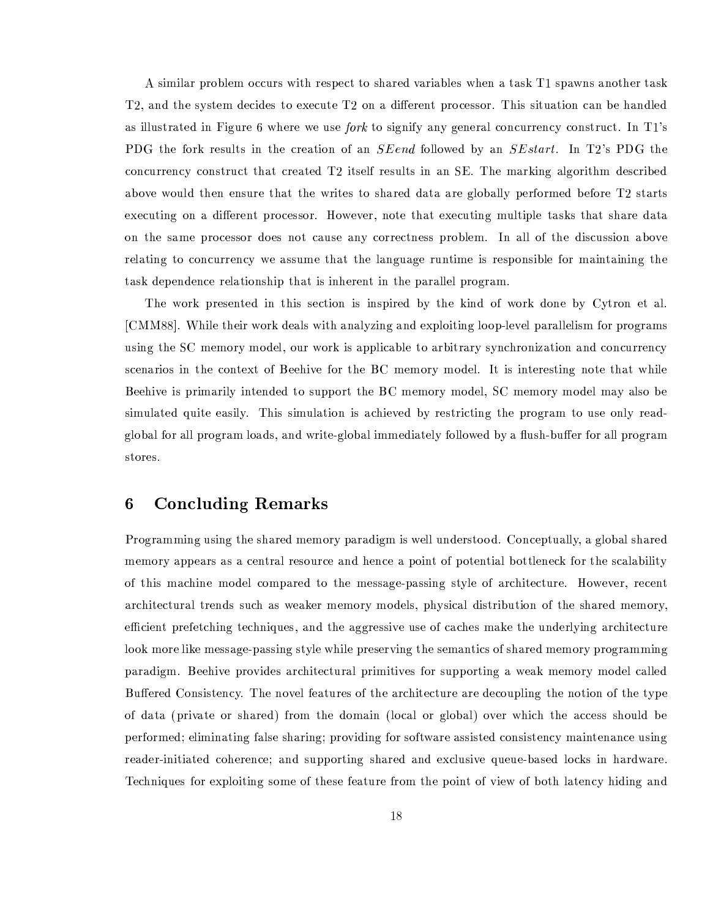A similar problem occurs with respect to shared variables when a task T1 spawns another task T2, and the system decides to execute T2 on a different processor. This situation can be handled as illustrated in Figure 6 where we use *fork* to signify any general concurrency construct. In T1's PDG the fork results in the creation of an *SEend* followed by an *SEstart*. In T2's PDG the concurrency construct that created T2 itself results in an SE. The marking algorithm described above would then ensure that the writes to shared data are globally performed before T2 starts executing on a different processor. However, note that executing multiple tasks that share data on the same processor does not cause any correctness problem. In all of the discussion above relating to concurrency we assume that the language runtime is responsible for maintaining the task dependence relationship that is inherent in the parallel program.

The work presented in this section is inspired by the kind of work done by Cytron et al. [CMM88]. While their work deals with analyzing and exploiting loop-level parallelism for programs using the SC memory model, our work is applicable to arbitrary synchronization and concurrency scenarios in the context of Beehive for the BC memory model. It is interesting note that while Beehive is primarily intended to support the BC memory model, SC memory model may also be simulated quite easily. This simulation is achieved by restricting the program to use only read-global for all program loads, and write-global immediately followed by a flush-buffer for all program stores.

## 6 Concluding Remarks

Programming using the shared memory paradigm is well understood. Conceptually, a global shared memory appears as a central resource and hence a point of potential bottleneck for the scalability of this machine model compared to the message-passing style of architecture. However, recent architectural trends such as weaker memory models, physical distribution of the shared memory, efficient prefetching techniques, and the aggressive use of caches make the underlying architecture look more like message-passing style while preserving the semantics of shared memory programming paradigm. Beehive provides architectural primitives for supporting a weak memory model called Buffered Consistency. The novel features of the architecture are decoupling the notion of the type of data (private or shared) from the domain (local or global) over which the access should be performed; eliminating false sharing; providing for software assisted consistency maintenance using reader-initiated coherence; and supporting shared and exclusive queue-based locks in hardware. Techniques for exploiting some of these feature from the point of view of both latency hiding and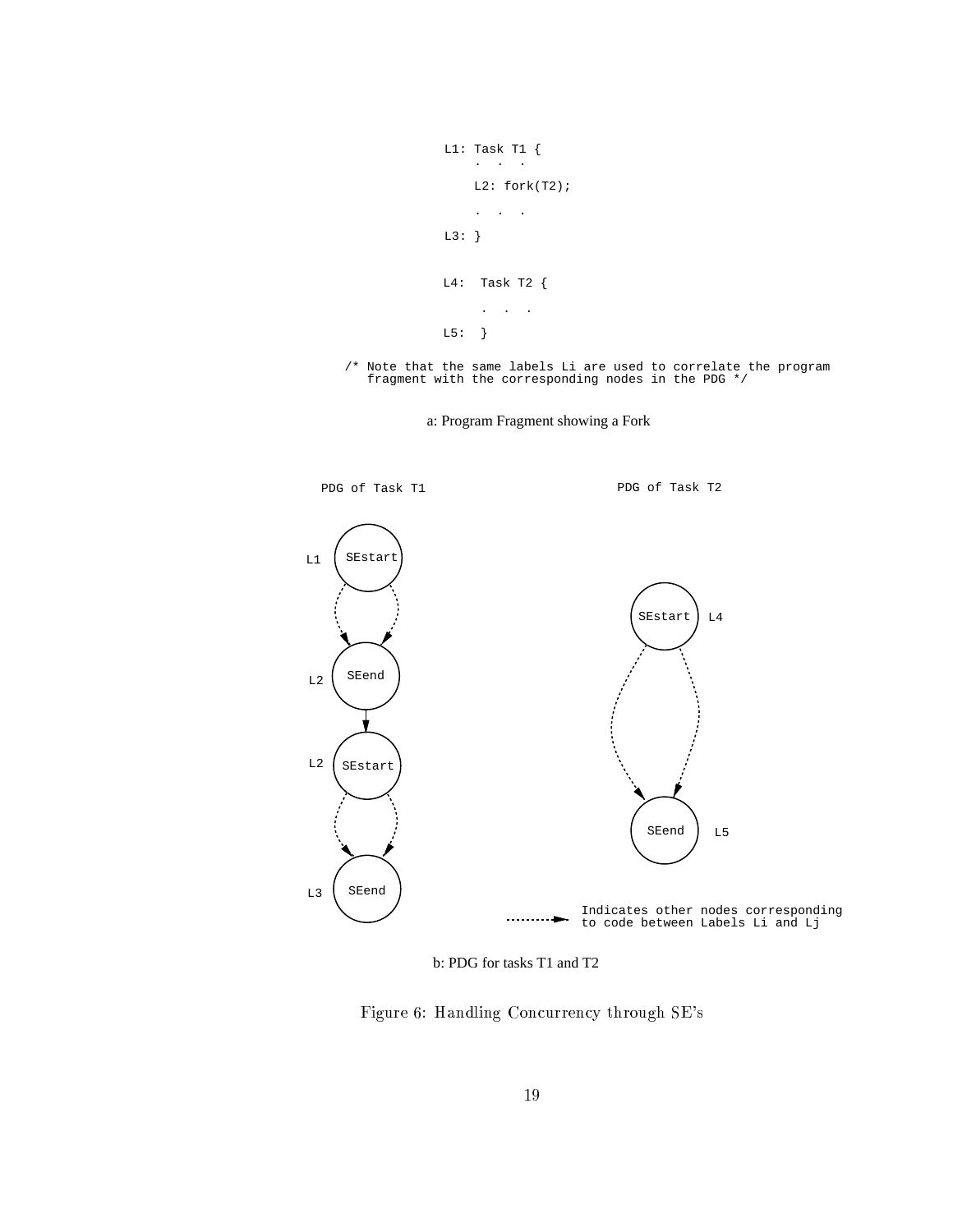```
L1: Task T1 {
      .  .  .
    L2: fork(T2);
      .  .  .
L3: }


L4:  Task T2 {
       .  .  .
L5:  }
```

```
/* Note that the same labels Li are used to correlate the program
   fragment with the corresponding nodes in the PDG */
```

a: Program Fragment showing a Fork

PDG of Task T1

PDG of Task T2

L1 SEstart

L2 SEend

L2 SEstart

L3 SEend

SEstart L4

SEend L5

Indicates other nodes corresponding to code between Labels Li and Lj

b: PDG for tasks T1 and T2

Figure 6: Handling Concurrency through SE's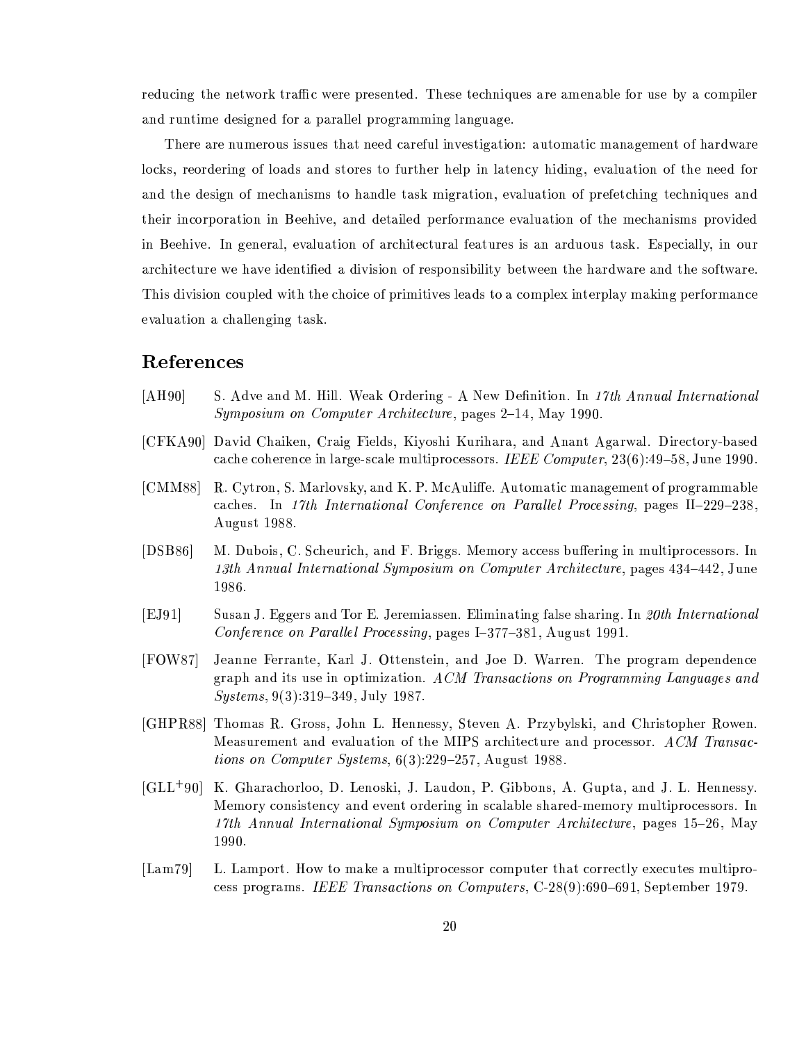reducing the network traffic were presented. These techniques are amenable for use by a compiler and runtime designed for a parallel programming language.

There are numerous issues that need careful investigation: automatic management of hardware locks, reordering of loads and stores to further help in latency hiding, evaluation of the need for and the design of mechanisms to handle task migration, evaluation of prefetching techniques and their incorporation in Beehive, and detailed performance evaluation of the mechanisms provided in Beehive. In general, evaluation of architectural features is an arduous task. Especially, in our architecture we have identified a division of responsibility between the hardware and the software. This division coupled with the choice of primitives leads to a complex interplay making performance evaluation a challenging task.

## References

[AH90] S. Adve and M. Hill. Weak Ordering - A New Definition. In *17th Annual International Symposium on Computer Architecture*, pages 2–14, May 1990.

[CFKA90] David Chaiken, Craig Fields, Kiyoshi Kurihara, and Anant Agarwal. Directory-based cache coherence in large-scale multiprocessors. *IEEE Computer*, 23(6):49–58, June 1990.

[CMM88] R. Cytron, S. Marlovsky, and K. P. McAuliffe. Automatic management of programmable caches. In *17th International Conference on Parallel Processing*, pages II–229–238, August 1988.

[DSB86] M. Dubois, C. Scheurich, and F. Briggs. Memory access buffering in multiprocessors. In *13th Annual International Symposium on Computer Architecture*, pages 434–442, June 1986.

[EJ91] Susan J. Eggers and Tor E. Jeremiassen. Eliminating false sharing. In *20th International Conference on Parallel Processing*, pages I–377–381, August 1991.

[FOW87] Jeanne Ferrante, Karl J. Ottenstein, and Joe D. Warren. The program dependence graph and its use in optimization. *ACM Transactions on Programming Languages and Systems*, 9(3):319–349, July 1987.

[GHPR88] Thomas R. Gross, John L. Hennessy, Steven A. Przybylski, and Christopher Rowen. Measurement and evaluation of the MIPS architecture and processor. *ACM Transactions on Computer Systems*, 6(3):229–257, August 1988.

[GLL+90] K. Gharachorloo, D. Lenoski, J. Laudon, P. Gibbons, A. Gupta, and J. L. Hennessy. Memory consistency and event ordering in scalable shared-memory multiprocessors. In *17th Annual International Symposium on Computer Architecture*, pages 15–26, May 1990.

[Lam79] L. Lamport. How to make a multiprocessor computer that correctly executes multiprocess programs. *IEEE Transactions on Computers*, C-28(9):690–691, September 1979.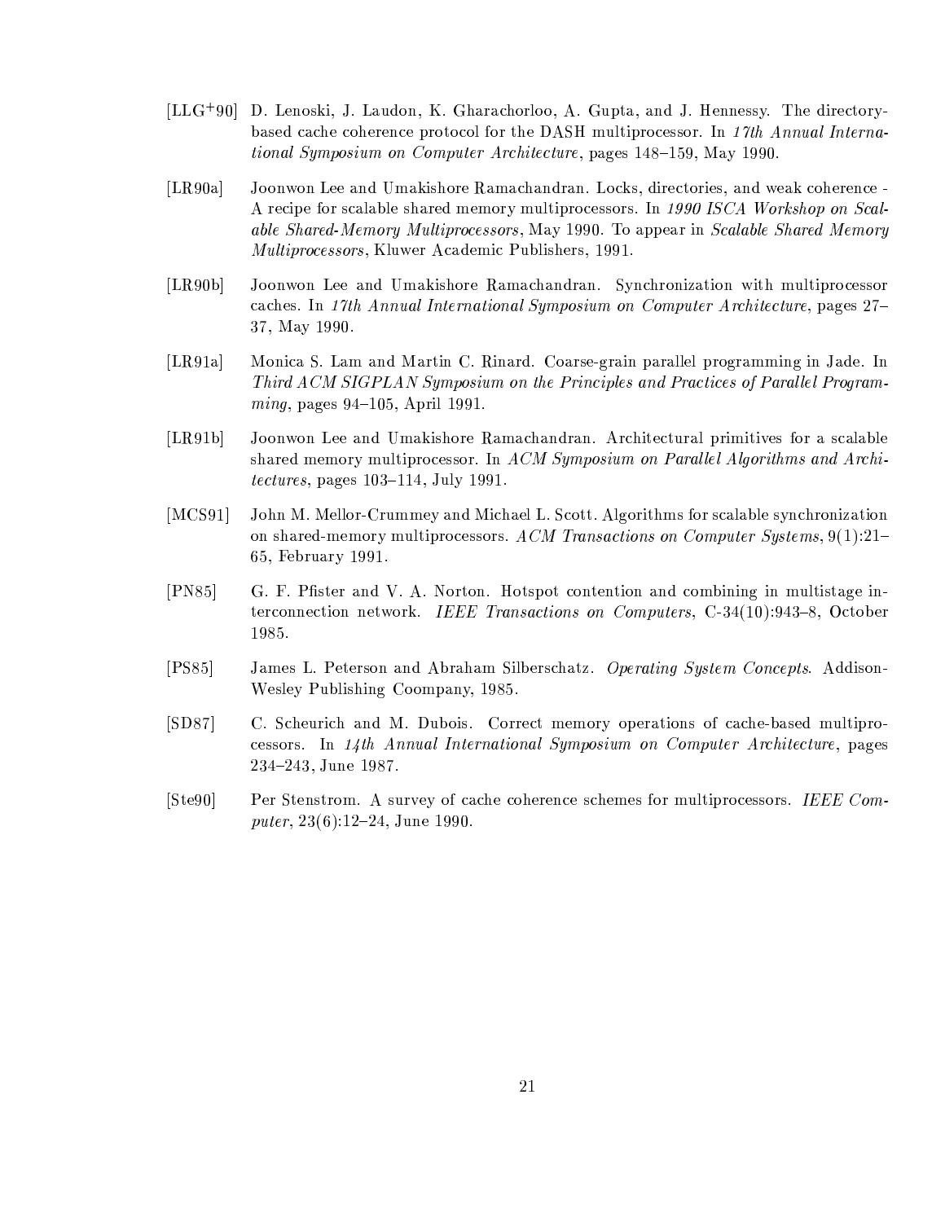[LLG+90] D. Lenoski, J. Laudon, K. Gharachorloo, A. Gupta, and J. Hennessy. The directory-based cache coherence protocol for the DASH multiprocessor. In *17th Annual International Symposium on Computer Architecture*, pages 148–159, May 1990.

[LR90a] Joonwon Lee and Umakishore Ramachandran. Locks, directories, and weak coherence - A recipe for scalable shared memory multiprocessors. In *1990 ISCA Workshop on Scalable Shared-Memory Multiprocessors*, May 1990. To appear in *Scalable Shared Memory Multiprocessors*, Kluwer Academic Publishers, 1991.

[LR90b] Joonwon Lee and Umakishore Ramachandran. Synchronization with multiprocessor caches. In *17th Annual International Symposium on Computer Architecture*, pages 27–37, May 1990.

[LR91a] Monica S. Lam and Martin C. Rinard. Coarse-grain parallel programming in Jade. In *Third ACM SIGPLAN Symposium on the Principles and Practices of Parallel Programming*, pages 94–105, April 1991.

[LR91b] Joonwon Lee and Umakishore Ramachandran. Architectural primitives for a scalable shared memory multiprocessor. In *ACM Symposium on Parallel Algorithms and Architectures*, pages 103–114, July 1991.

[MCS91] John M. Mellor-Crummey and Michael L. Scott. Algorithms for scalable synchronization on shared-memory multiprocessors. *ACM Transactions on Computer Systems*, 9(1):21–65, February 1991.

[PN85] G. F. Pfister and V. A. Norton. Hotspot contention and combining in multistage interconnection network. *IEEE Transactions on Computers*, C-34(10):943–8, October 1985.

[PS85] James L. Peterson and Abraham Silberschatz. *Operating System Concepts*. Addison-Wesley Publishing Coompany, 1985.

[SD87] C. Scheurich and M. Dubois. Correct memory operations of cache-based multiprocessors. In *14th Annual International Symposium on Computer Architecture*, pages 234–243, June 1987.

[Ste90] Per Stenstrom. A survey of cache coherence schemes for multiprocessors. *IEEE Computer*, 23(6):12–24, June 1990.